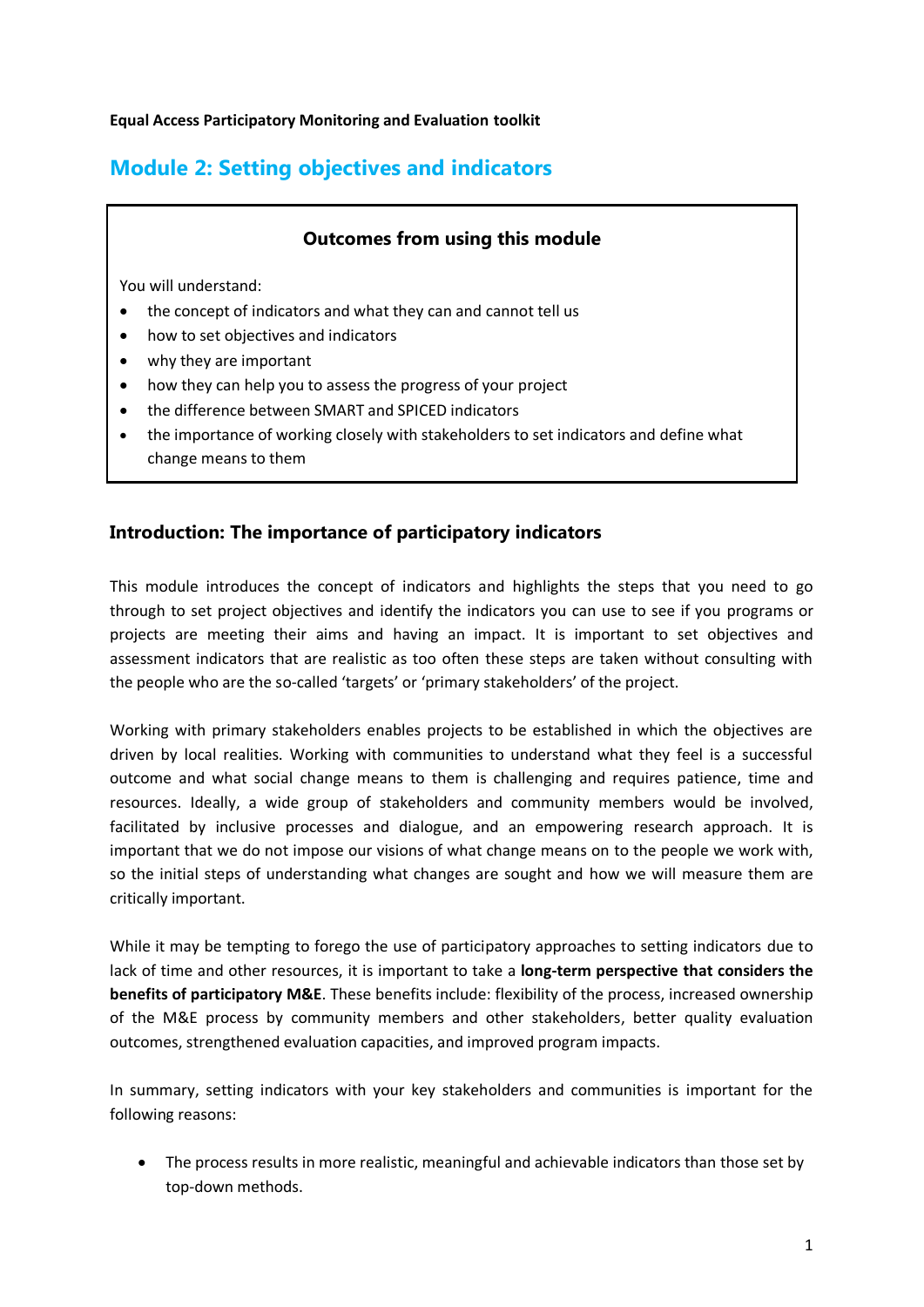**Equal Access Participatory Monitoring and Evaluation toolkit**

# Module 2: Setting objectives and indicators

**Outcomes from using this module**

You will understand:

- the concept of indicators and what they can and cannot tell us
- how to set objectives and indicators
- why they are important
- how they can help you to assess the progress of your project
- the difference between SMART and SPICED indicators
- the importance of working closely with stakeholders to set indicators and define what change means to them

## Introduction: The importance of participatory indicators

This module introduces the concept of indicators and highlights the steps that you need to go through to set project objectives and identify the indicators you can use to see if you programs or projects are meeting their aims and having an impact. It is important to set objectives and assessment indicators that are realistic as too often these steps are taken without consulting with the people who are the so-called 'targets' or 'primary stakeholders' of the project.

Working with primary stakeholders enables projects to be established in which the objectives are driven by local realities. Working with communities to understand what they feel is a successful outcome and what social change means to them is challenging and requires patience, time and resources. Ideally, a wide group of stakeholders and community members would be involved, facilitated by inclusive processes and dialogue, and an empowering research approach. It is important that we do not impose our visions of what change means on to the people we work with, so the initial steps of understanding what changes are sought and how we will measure them are critically important.

While it may be tempting to forego the use of participatory approaches to setting indicators due to lack of time and other resources, it is important to take a **long-term perspective that considers the benefits of participatory M&E**. These benefits include: flexibility of the process, increased ownership of the M&E process by community members and other stakeholders, better quality evaluation outcomes, strengthened evaluation capacities, and improved program impacts.

In summary, setting indicators with your key stakeholders and communities is important for the following reasons:

- The process results in more realistic, meaningful and achievable indicators than those set by top-down methods.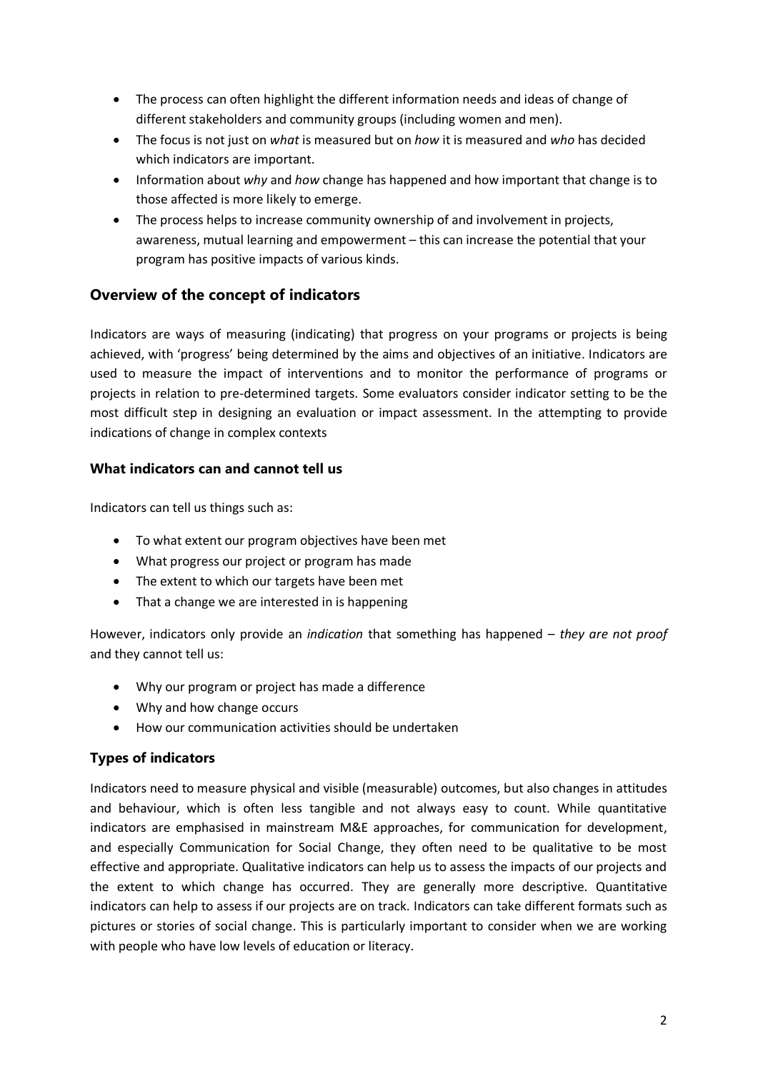- The process can often highlight the different information needs and ideas of change of different stakeholders and community groups (including women and men).
- The focus is not just on *what* is measured but on *how* it is measured and *who* has decided which indicators are important.
- Information about *why* and *how* change has happened and how important that change is to those affected is more likely to emerge.
- The process helps to increase community ownership of and involvement in projects, awareness, mutual learning and empowerment – this can increase the potential that your program has positive impacts of various kinds.

## Overview of the concept of indicators

Indicators are ways of measuring (indicating) that progress on your programs or projects is being achieved, with 'progress' being determined by the aims and objectives of an initiative. Indicators are used to measure the impact of interventions and to monitor the performance of programs or projects in relation to pre-determined targets. Some evaluators consider indicator setting to be the most difficult step in designing an evaluation or impact assessment. In the attempting to provide indications of change in complex contexts

### What indicators can and cannot tell us

Indicators can tell us things such as:

- To what extent our program objectives have been met
- What progress our project or program has made
- The extent to which our targets have been met
- That a change we are interested in is happening

However, indicators only provide an *indication* that something has happened – *they are not proof* and they cannot tell us:

- Why our program or project has made a difference
- Why and how change occurs
- How our communication activities should be undertaken

### Types of indicators

Indicators need to measure physical and visible (measurable) outcomes, but also changes in attitudes and behaviour, which is often less tangible and not always easy to count. While quantitative indicators are emphasised in mainstream M&E approaches, for communication for development, and especially Communication for Social Change, they often need to be qualitative to be most effective and appropriate. Qualitative indicators can help us to assess the impacts of our projects and the extent to which change has occurred. They are generally more descriptive. Quantitative indicators can help to assess if our projects are on track. Indicators can take different formats such as pictures or stories of social change. This is particularly important to consider when we are working with people who have low levels of education or literacy.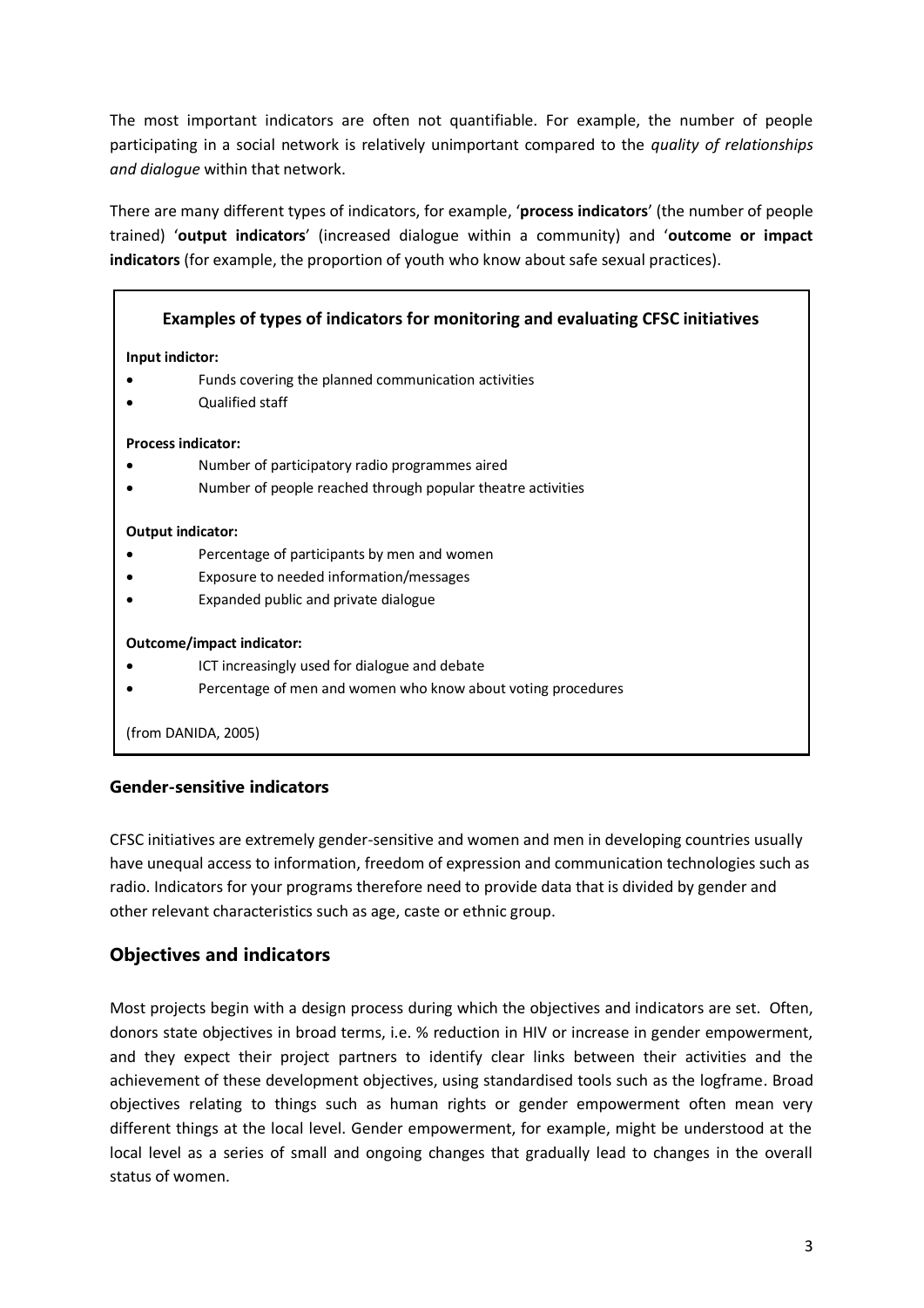The most important indicators are often not quantifiable. For example, the number of people participating in a social network is relatively unimportant compared to the *quality of relationships and dialogue* within that network.

There are many different types of indicators, for example, '**process indicators**' (the number of people trained) '**output indicators**' (increased dialogue within a community) and '**outcome or impact indicators** (for example, the proportion of youth who know about safe sexual practices).

> **Examples of types of indicators for monitoring and evaluating CFSC initiatives**
>
> **Input indictor:**
>
> - Funds covering the planned communication activities
> - Qualified staff
>
> **Process indicator:**
>
> - Number of participatory radio programmes aired
> - Number of people reached through popular theatre activities
>
> **Output indicator:**
>
> - Percentage of participants by men and women
> - Exposure to needed information/messages
> - Expanded public and private dialogue
>
> **Outcome/impact indicator:**
>
> - ICT increasingly used for dialogue and debate
> - Percentage of men and women who know about voting procedures
>
> (from DANIDA, 2005)

### Gender-sensitive indicators

CFSC initiatives are extremely gender-sensitive and women and men in developing countries usually have unequal access to information, freedom of expression and communication technologies such as radio. Indicators for your programs therefore need to provide data that is divided by gender and other relevant characteristics such as age, caste or ethnic group.

## Objectives and indicators

Most projects begin with a design process during which the objectives and indicators are set. Often, donors state objectives in broad terms, i.e. % reduction in HIV or increase in gender empowerment, and they expect their project partners to identify clear links between their activities and the achievement of these development objectives, using standardised tools such as the logframe. Broad objectives relating to things such as human rights or gender empowerment often mean very different things at the local level. Gender empowerment, for example, might be understood at the local level as a series of small and ongoing changes that gradually lead to changes in the overall status of women.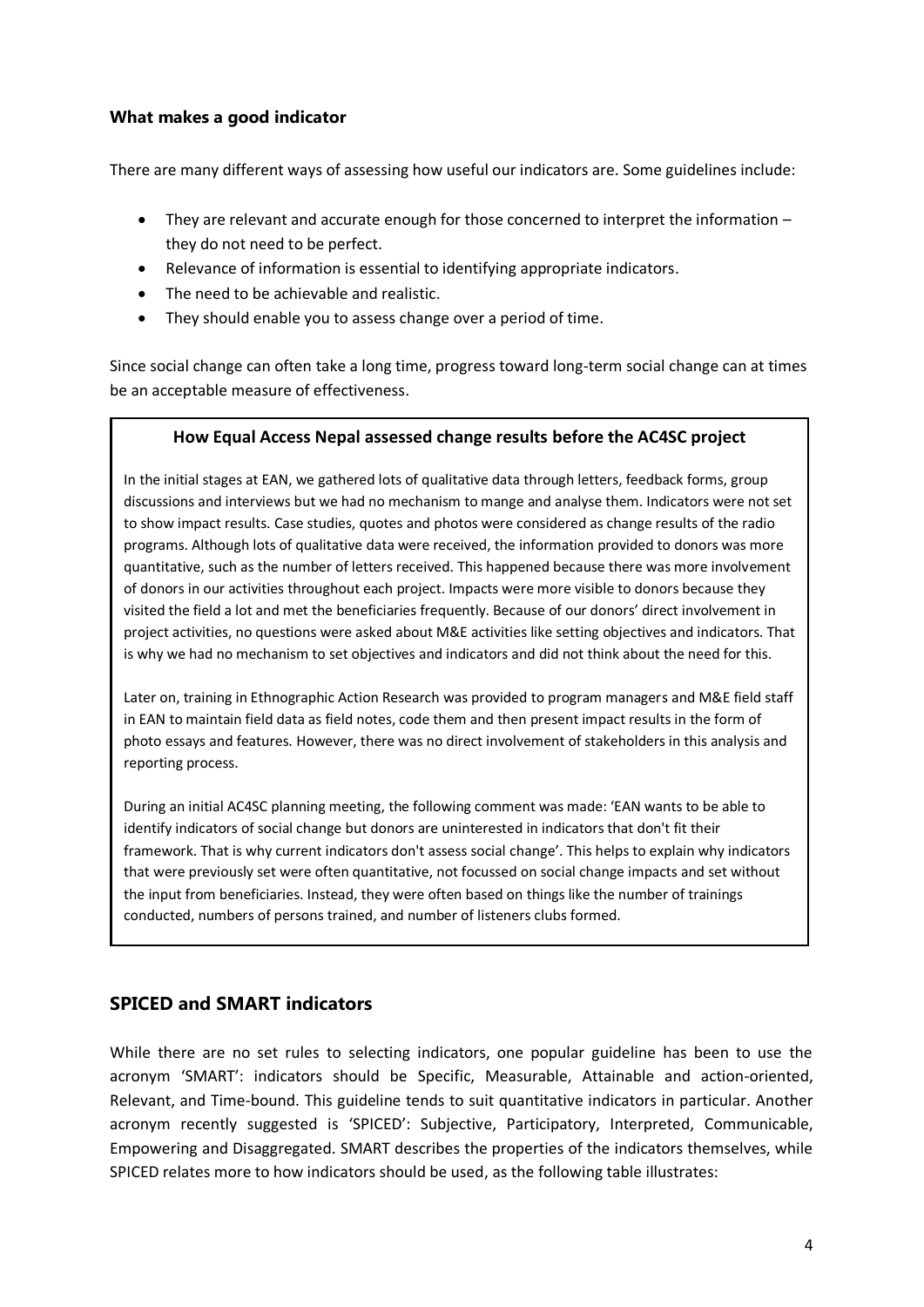### What makes a good indicator

There are many different ways of assessing how useful our indicators are. Some guidelines include:

- They are relevant and accurate enough for those concerned to interpret the information – they do not need to be perfect.
- Relevance of information is essential to identifying appropriate indicators.
- The need to be achievable and realistic.
- They should enable you to assess change over a period of time.

Since social change can often take a long time, progress toward long-term social change can at times be an acceptable measure of effectiveness.

> **How Equal Access Nepal assessed change results before the AC4SC project**
>
> In the initial stages at EAN, we gathered lots of qualitative data through letters, feedback forms, group discussions and interviews but we had no mechanism to mange and analyse them. Indicators were not set to show impact results. Case studies, quotes and photos were considered as change results of the radio programs. Although lots of qualitative data were received, the information provided to donors was more quantitative, such as the number of letters received. This happened because there was more involvement of donors in our activities throughout each project. Impacts were more visible to donors because they visited the field a lot and met the beneficiaries frequently. Because of our donors' direct involvement in project activities, no questions were asked about M&E activities like setting objectives and indicators. That is why we had no mechanism to set objectives and indicators and did not think about the need for this.
>
> Later on, training in Ethnographic Action Research was provided to program managers and M&E field staff in EAN to maintain field data as field notes, code them and then present impact results in the form of photo essays and features. However, there was no direct involvement of stakeholders in this analysis and reporting process.
>
> During an initial AC4SC planning meeting, the following comment was made: 'EAN wants to be able to identify indicators of social change but donors are uninterested in indicators that don't fit their framework. That is why current indicators don't assess social change'. This helps to explain why indicators that were previously set were often quantitative, not focussed on social change impacts and set without the input from beneficiaries. Instead, they were often based on things like the number of trainings conducted, numbers of persons trained, and number of listeners clubs formed.

## SPICED and SMART indicators

While there are no set rules to selecting indicators, one popular guideline has been to use the acronym 'SMART': indicators should be Specific, Measurable, Attainable and action-oriented, Relevant, and Time-bound. This guideline tends to suit quantitative indicators in particular. Another acronym recently suggested is 'SPICED': Subjective, Participatory, Interpreted, Communicable, Empowering and Disaggregated. SMART describes the properties of the indicators themselves, while SPICED relates more to how indicators should be used, as the following table illustrates: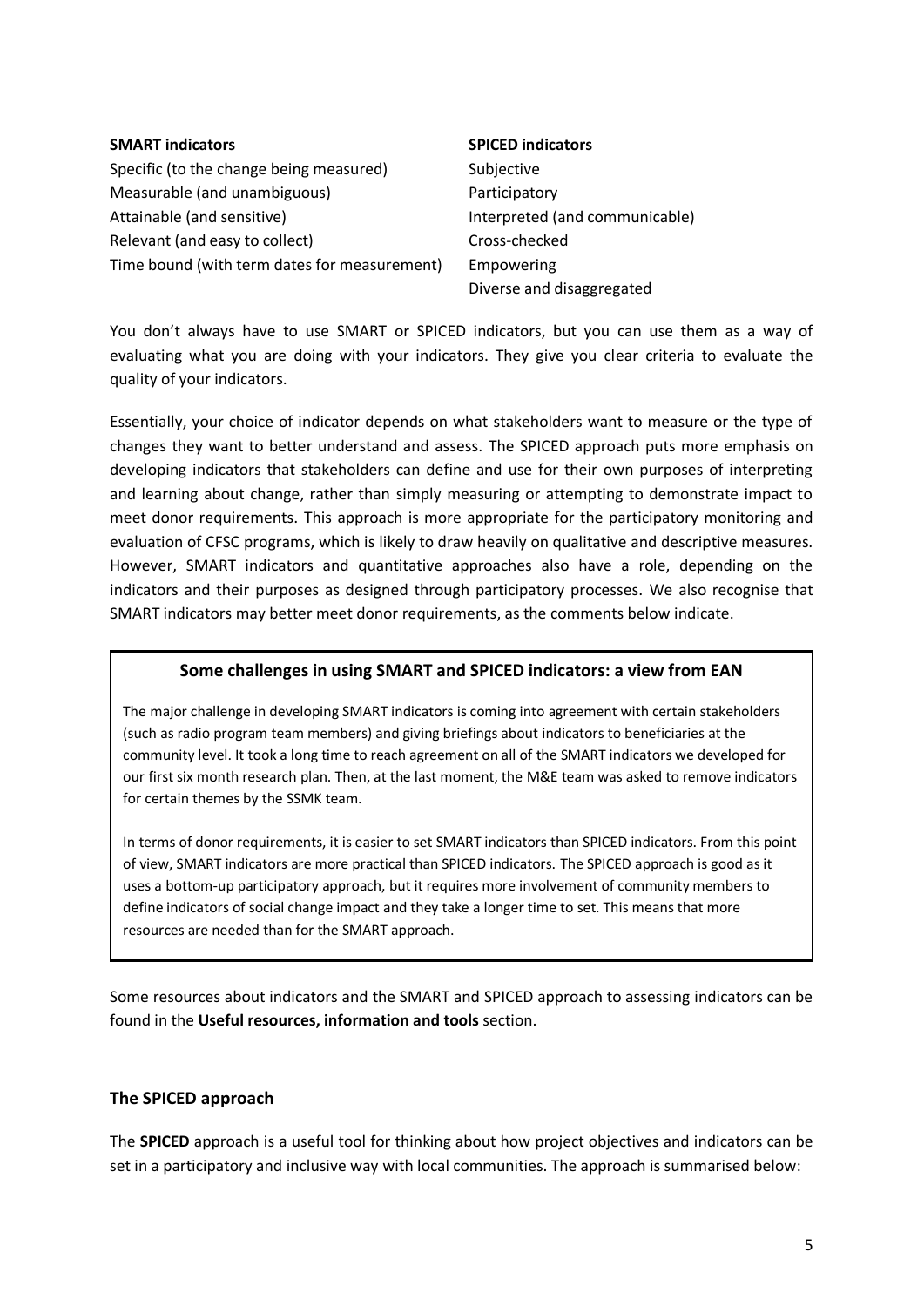| **SMART indicators** | **SPICED indicators** |
| --- | --- |
| Specific (to the change being measured) | Subjective |
| Measurable (and unambiguous) | Participatory |
| Attainable (and sensitive) | Interpreted (and communicable) |
| Relevant (and easy to collect) | Cross-checked |
| Time bound (with term dates for measurement) | Empowering |
| | Diverse and disaggregated |

You don't always have to use SMART or SPICED indicators, but you can use them as a way of evaluating what you are doing with your indicators. They give you clear criteria to evaluate the quality of your indicators.

Essentially, your choice of indicator depends on what stakeholders want to measure or the type of changes they want to better understand and assess. The SPICED approach puts more emphasis on developing indicators that stakeholders can define and use for their own purposes of interpreting and learning about change, rather than simply measuring or attempting to demonstrate impact to meet donor requirements. This approach is more appropriate for the participatory monitoring and evaluation of CFSC programs, which is likely to draw heavily on qualitative and descriptive measures. However, SMART indicators and quantitative approaches also have a role, depending on the indicators and their purposes as designed through participatory processes. We also recognise that SMART indicators may better meet donor requirements, as the comments below indicate.

**Some challenges in using SMART and SPICED indicators: a view from EAN**

The major challenge in developing SMART indicators is coming into agreement with certain stakeholders (such as radio program team members) and giving briefings about indicators to beneficiaries at the community level. It took a long time to reach agreement on all of the SMART indicators we developed for our first six month research plan. Then, at the last moment, the M&E team was asked to remove indicators for certain themes by the SSMK team.

In terms of donor requirements, it is easier to set SMART indicators than SPICED indicators. From this point of view, SMART indicators are more practical than SPICED indicators. The SPICED approach is good as it uses a bottom-up participatory approach, but it requires more involvement of community members to define indicators of social change impact and they take a longer time to set. This means that more resources are needed than for the SMART approach.

Some resources about indicators and the SMART and SPICED approach to assessing indicators can be found in the **Useful resources, information and tools** section.

### The SPICED approach

The **SPICED** approach is a useful tool for thinking about how project objectives and indicators can be set in a participatory and inclusive way with local communities. The approach is summarised below: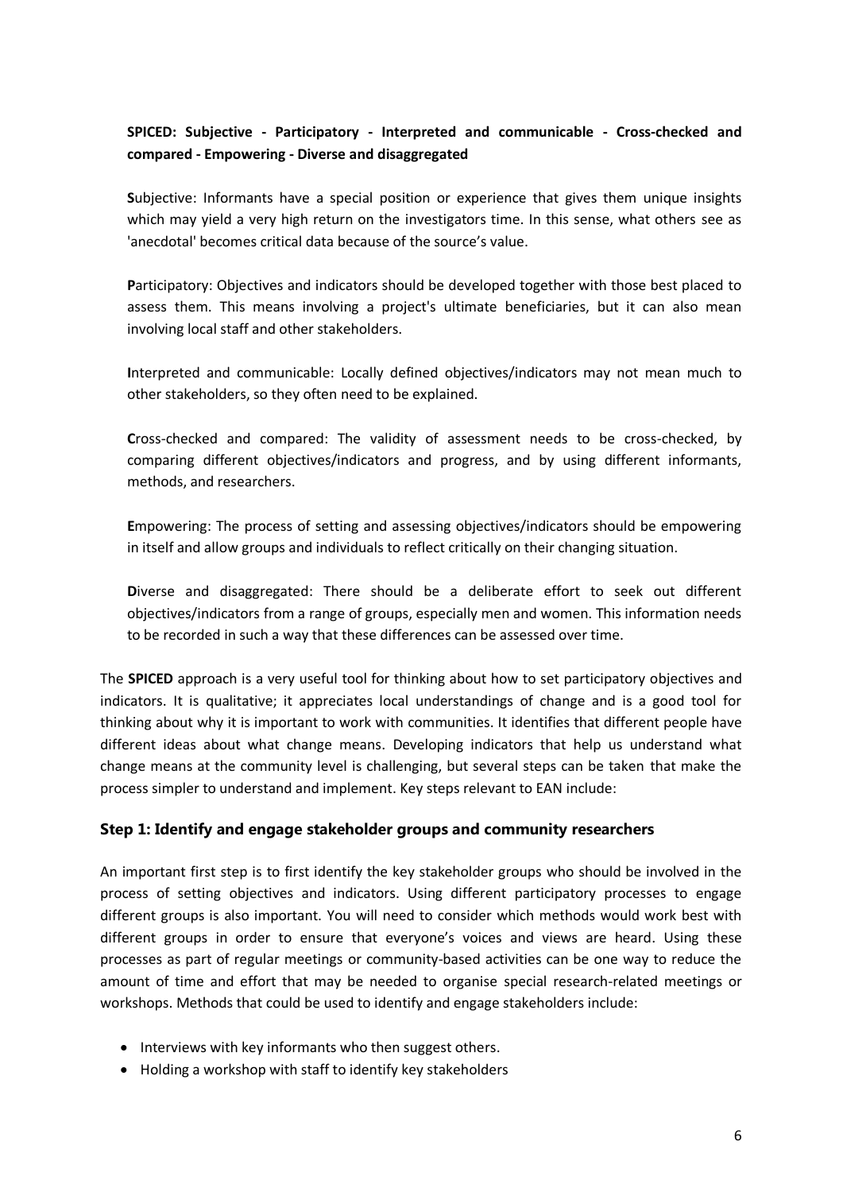**SPICED: Subjective - Participatory - Interpreted and communicable - Cross-checked and compared - Empowering - Diverse and disaggregated**

**S**ubjective: Informants have a special position or experience that gives them unique insights which may yield a very high return on the investigators time. In this sense, what others see as 'anecdotal' becomes critical data because of the source's value.

**P**articipatory: Objectives and indicators should be developed together with those best placed to assess them. This means involving a project's ultimate beneficiaries, but it can also mean involving local staff and other stakeholders.

**I**nterpreted and communicable: Locally defined objectives/indicators may not mean much to other stakeholders, so they often need to be explained.

**C**ross-checked and compared: The validity of assessment needs to be cross-checked, by comparing different objectives/indicators and progress, and by using different informants, methods, and researchers.

**E**mpowering: The process of setting and assessing objectives/indicators should be empowering in itself and allow groups and individuals to reflect critically on their changing situation.

**D**iverse and disaggregated: There should be a deliberate effort to seek out different objectives/indicators from a range of groups, especially men and women. This information needs to be recorded in such a way that these differences can be assessed over time.

The **SPICED** approach is a very useful tool for thinking about how to set participatory objectives and indicators. It is qualitative; it appreciates local understandings of change and is a good tool for thinking about why it is important to work with communities. It identifies that different people have different ideas about what change means. Developing indicators that help us understand what change means at the community level is challenging, but several steps can be taken that make the process simpler to understand and implement. Key steps relevant to EAN include:

### Step 1: Identify and engage stakeholder groups and community researchers

An important first step is to first identify the key stakeholder groups who should be involved in the process of setting objectives and indicators. Using different participatory processes to engage different groups is also important. You will need to consider which methods would work best with different groups in order to ensure that everyone's voices and views are heard. Using these processes as part of regular meetings or community-based activities can be one way to reduce the amount of time and effort that may be needed to organise special research-related meetings or workshops. Methods that could be used to identify and engage stakeholders include:

- Interviews with key informants who then suggest others.
- Holding a workshop with staff to identify key stakeholders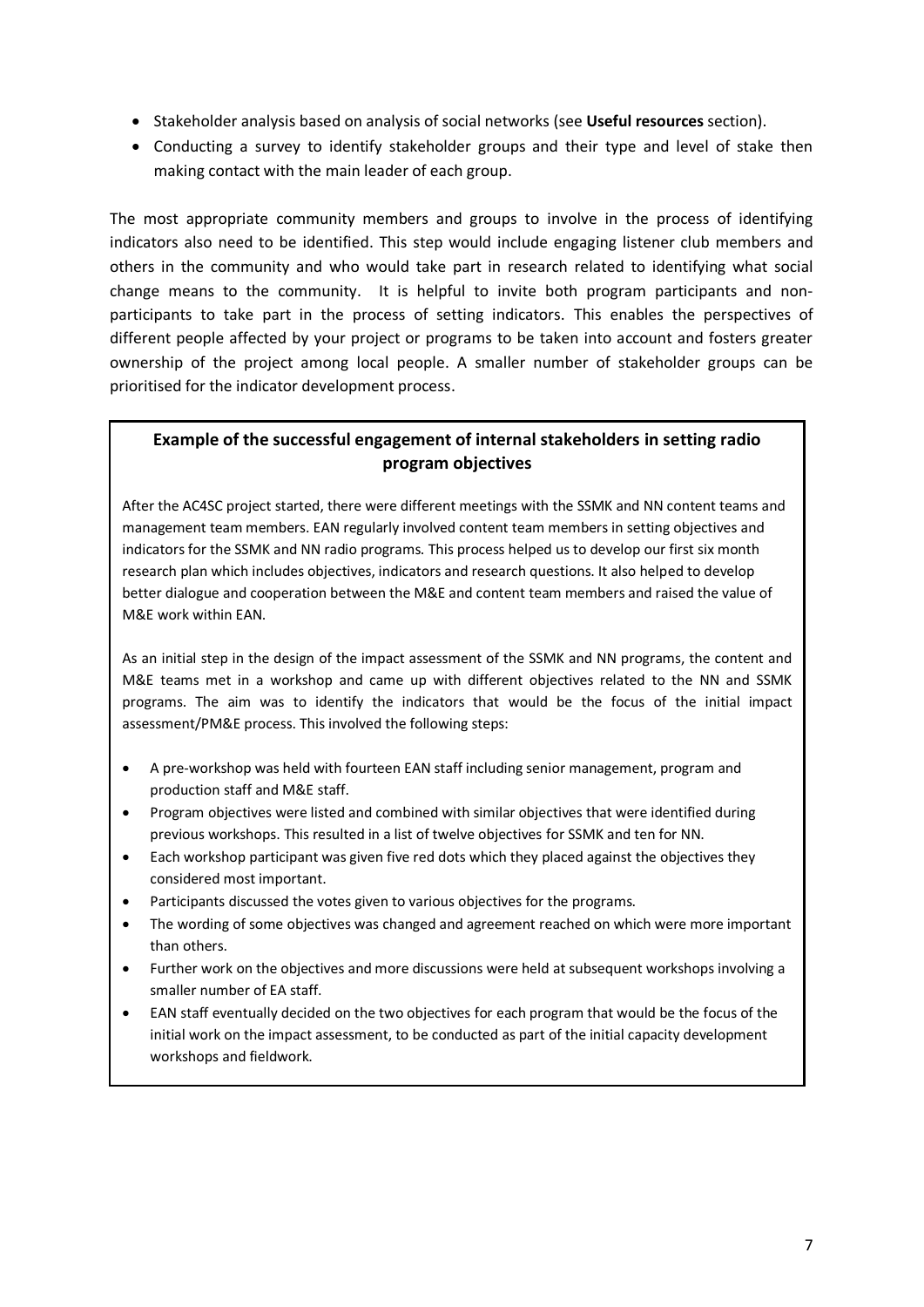- Stakeholder analysis based on analysis of social networks (see **Useful resources** section).
- Conducting a survey to identify stakeholder groups and their type and level of stake then making contact with the main leader of each group.

The most appropriate community members and groups to involve in the process of identifying indicators also need to be identified. This step would include engaging listener club members and others in the community and who would take part in research related to identifying what social change means to the community. It is helpful to invite both program participants and non-participants to take part in the process of setting indicators. This enables the perspectives of different people affected by your project or programs to be taken into account and fosters greater ownership of the project among local people. A smaller number of stakeholder groups can be prioritised for the indicator development process.

### Example of the successful engagement of internal stakeholders in setting radio program objectives

After the AC4SC project started, there were different meetings with the SSMK and NN content teams and management team members. EAN regularly involved content team members in setting objectives and indicators for the SSMK and NN radio programs. This process helped us to develop our first six month research plan which includes objectives, indicators and research questions. It also helped to develop better dialogue and cooperation between the M&E and content team members and raised the value of M&E work within EAN.

As an initial step in the design of the impact assessment of the SSMK and NN programs, the content and M&E teams met in a workshop and came up with different objectives related to the NN and SSMK programs. The aim was to identify the indicators that would be the focus of the initial impact assessment/PM&E process. This involved the following steps:

- A pre-workshop was held with fourteen EAN staff including senior management, program and production staff and M&E staff.
- Program objectives were listed and combined with similar objectives that were identified during previous workshops. This resulted in a list of twelve objectives for SSMK and ten for NN.
- Each workshop participant was given five red dots which they placed against the objectives they considered most important.
- Participants discussed the votes given to various objectives for the programs.
- The wording of some objectives was changed and agreement reached on which were more important than others.
- Further work on the objectives and more discussions were held at subsequent workshops involving a smaller number of EA staff.
- EAN staff eventually decided on the two objectives for each program that would be the focus of the initial work on the impact assessment, to be conducted as part of the initial capacity development workshops and fieldwork.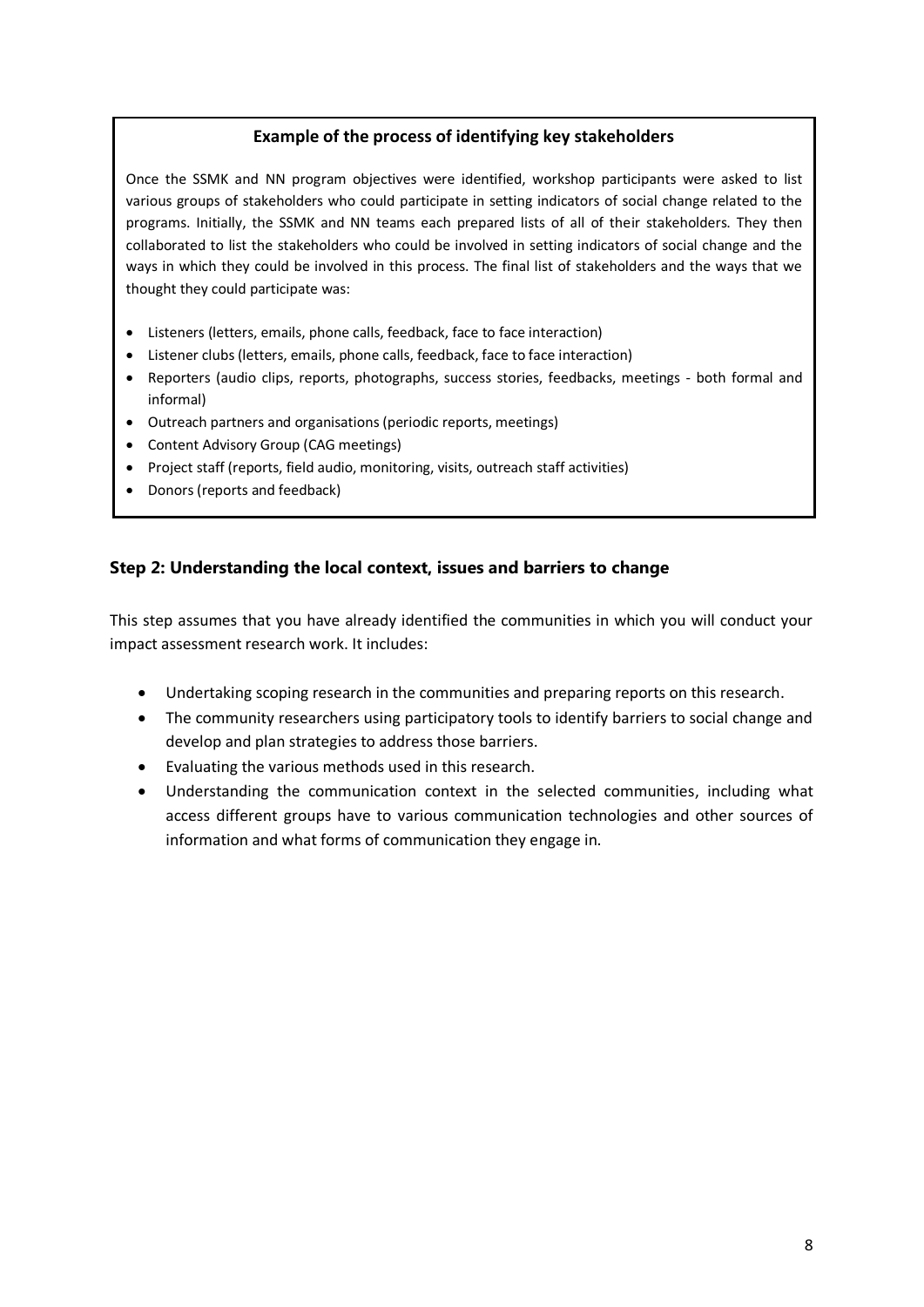**Example of the process of identifying key stakeholders**

Once the SSMK and NN program objectives were identified, workshop participants were asked to list various groups of stakeholders who could participate in setting indicators of social change related to the programs. Initially, the SSMK and NN teams each prepared lists of all of their stakeholders. They then collaborated to list the stakeholders who could be involved in setting indicators of social change and the ways in which they could be involved in this process. The final list of stakeholders and the ways that we thought they could participate was:

- Listeners (letters, emails, phone calls, feedback, face to face interaction)
- Listener clubs (letters, emails, phone calls, feedback, face to face interaction)
- Reporters (audio clips, reports, photographs, success stories, feedbacks, meetings - both formal and informal)
- Outreach partners and organisations (periodic reports, meetings)
- Content Advisory Group (CAG meetings)
- Project staff (reports, field audio, monitoring, visits, outreach staff activities)
- Donors (reports and feedback)

### Step 2: Understanding the local context, issues and barriers to change

This step assumes that you have already identified the communities in which you will conduct your impact assessment research work. It includes:

- Undertaking scoping research in the communities and preparing reports on this research.
- The community researchers using participatory tools to identify barriers to social change and develop and plan strategies to address those barriers.
- Evaluating the various methods used in this research.
- Understanding the communication context in the selected communities, including what access different groups have to various communication technologies and other sources of information and what forms of communication they engage in.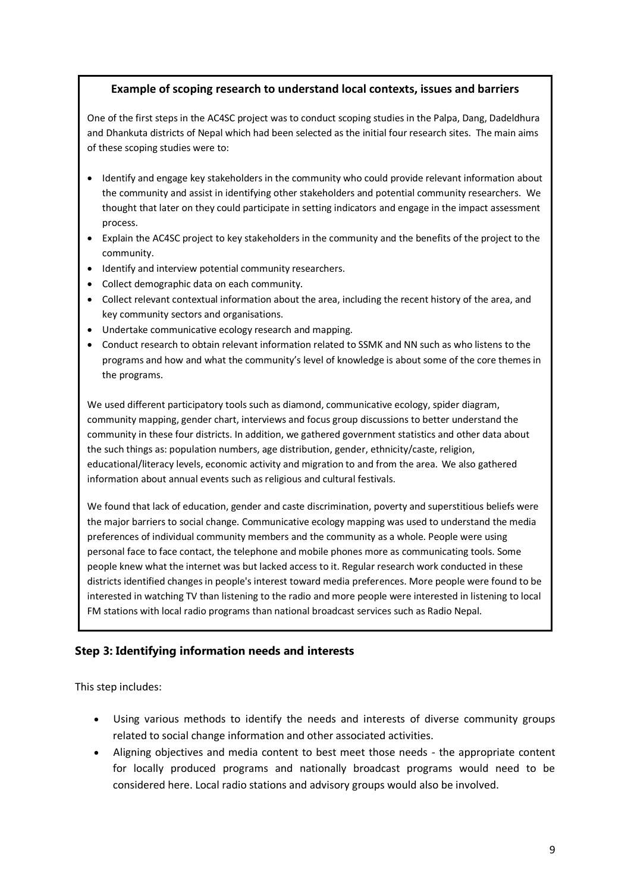**Example of scoping research to understand local contexts, issues and barriers**

One of the first steps in the AC4SC project was to conduct scoping studies in the Palpa, Dang, Dadeldhura and Dhankuta districts of Nepal which had been selected as the initial four research sites. The main aims of these scoping studies were to:

- Identify and engage key stakeholders in the community who could provide relevant information about the community and assist in identifying other stakeholders and potential community researchers. We thought that later on they could participate in setting indicators and engage in the impact assessment process.
- Explain the AC4SC project to key stakeholders in the community and the benefits of the project to the community.
- Identify and interview potential community researchers.
- Collect demographic data on each community.
- Collect relevant contextual information about the area, including the recent history of the area, and key community sectors and organisations.
- Undertake communicative ecology research and mapping.
- Conduct research to obtain relevant information related to SSMK and NN such as who listens to the programs and how and what the community's level of knowledge is about some of the core themes in the programs.

We used different participatory tools such as diamond, communicative ecology, spider diagram, community mapping, gender chart, interviews and focus group discussions to better understand the community in these four districts. In addition, we gathered government statistics and other data about the such things as: population numbers, age distribution, gender, ethnicity/caste, religion, educational/literacy levels, economic activity and migration to and from the area. We also gathered information about annual events such as religious and cultural festivals.

We found that lack of education, gender and caste discrimination, poverty and superstitious beliefs were the major barriers to social change. Communicative ecology mapping was used to understand the media preferences of individual community members and the community as a whole. People were using personal face to face contact, the telephone and mobile phones more as communicating tools. Some people knew what the internet was but lacked access to it. Regular research work conducted in these districts identified changes in people's interest toward media preferences. More people were found to be interested in watching TV than listening to the radio and more people were interested in listening to local FM stations with local radio programs than national broadcast services such as Radio Nepal.

### Step 3: Identifying information needs and interests

This step includes:

- Using various methods to identify the needs and interests of diverse community groups related to social change information and other associated activities.
- Aligning objectives and media content to best meet those needs - the appropriate content for locally produced programs and nationally broadcast programs would need to be considered here. Local radio stations and advisory groups would also be involved.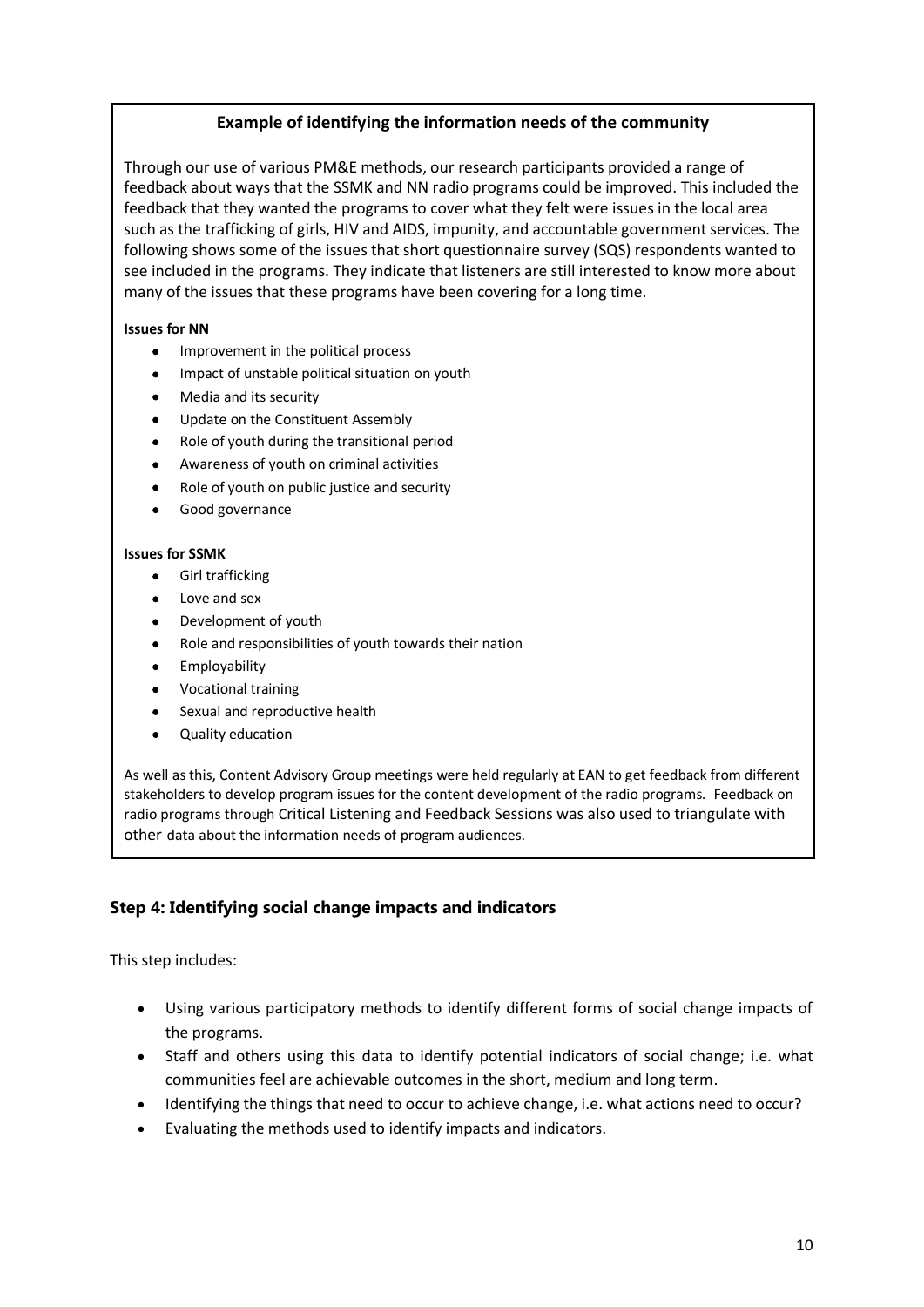**Example of identifying the information needs of the community**

Through our use of various PM&E methods, our research participants provided a range of feedback about ways that the SSMK and NN radio programs could be improved. This included the feedback that they wanted the programs to cover what they felt were issues in the local area such as the trafficking of girls, HIV and AIDS, impunity, and accountable government services. The following shows some of the issues that short questionnaire survey (SQS) respondents wanted to see included in the programs. They indicate that listeners are still interested to know more about many of the issues that these programs have been covering for a long time.

**Issues for NN**

- Improvement in the political process
- Impact of unstable political situation on youth
- Media and its security
- Update on the Constituent Assembly
- Role of youth during the transitional period
- Awareness of youth on criminal activities
- Role of youth on public justice and security
- Good governance

**Issues for SSMK**

- Girl trafficking
- Love and sex
- Development of youth
- Role and responsibilities of youth towards their nation
- Employability
- Vocational training
- Sexual and reproductive health
- Quality education

As well as this, Content Advisory Group meetings were held regularly at EAN to get feedback from different stakeholders to develop program issues for the content development of the radio programs. Feedback on radio programs through Critical Listening and Feedback Sessions was also used to triangulate with other data about the information needs of program audiences.

### Step 4: Identifying social change impacts and indicators

This step includes:

- Using various participatory methods to identify different forms of social change impacts of the programs.
- Staff and others using this data to identify potential indicators of social change; i.e. what communities feel are achievable outcomes in the short, medium and long term.
- Identifying the things that need to occur to achieve change, i.e. what actions need to occur?
- Evaluating the methods used to identify impacts and indicators.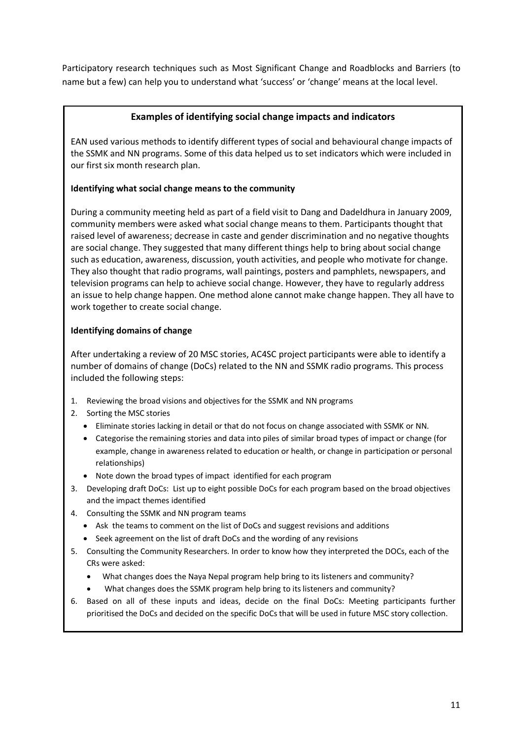Participatory research techniques such as Most Significant Change and Roadblocks and Barriers (to name but a few) can help you to understand what 'success' or 'change' means at the local level.

### Examples of identifying social change impacts and indicators

EAN used various methods to identify different types of social and behavioural change impacts of the SSMK and NN programs. Some of this data helped us to set indicators which were included in our first six month research plan.

**Identifying what social change means to the community**

During a community meeting held as part of a field visit to Dang and Dadeldhura in January 2009, community members were asked what social change means to them. Participants thought that raised level of awareness; decrease in caste and gender discrimination and no negative thoughts are social change. They suggested that many different things help to bring about social change such as education, awareness, discussion, youth activities, and people who motivate for change. They also thought that radio programs, wall paintings, posters and pamphlets, newspapers, and television programs can help to achieve social change. However, they have to regularly address an issue to help change happen. One method alone cannot make change happen. They all have to work together to create social change.

**Identifying domains of change**

After undertaking a review of 20 MSC stories, AC4SC project participants were able to identify a number of domains of change (DoCs) related to the NN and SSMK radio programs. This process included the following steps:

1. Reviewing the broad visions and objectives for the SSMK and NN programs
2. Sorting the MSC stories
   - Eliminate stories lacking in detail or that do not focus on change associated with SSMK or NN.
   - Categorise the remaining stories and data into piles of similar broad types of impact or change (for example, change in awareness related to education or health, or change in participation or personal relationships)
   - Note down the broad types of impact identified for each program
3. Developing draft DoCs: List up to eight possible DoCs for each program based on the broad objectives and the impact themes identified
4. Consulting the SSMK and NN program teams
   - Ask the teams to comment on the list of DoCs and suggest revisions and additions
   - Seek agreement on the list of draft DoCs and the wording of any revisions
5. Consulting the Community Researchers. In order to know how they interpreted the DOCs, each of the CRs were asked:
   - What changes does the Naya Nepal program help bring to its listeners and community?
   - What changes does the SSMK program help bring to its listeners and community?
6. Based on all of these inputs and ideas, decide on the final DoCs: Meeting participants further prioritised the DoCs and decided on the specific DoCs that will be used in future MSC story collection.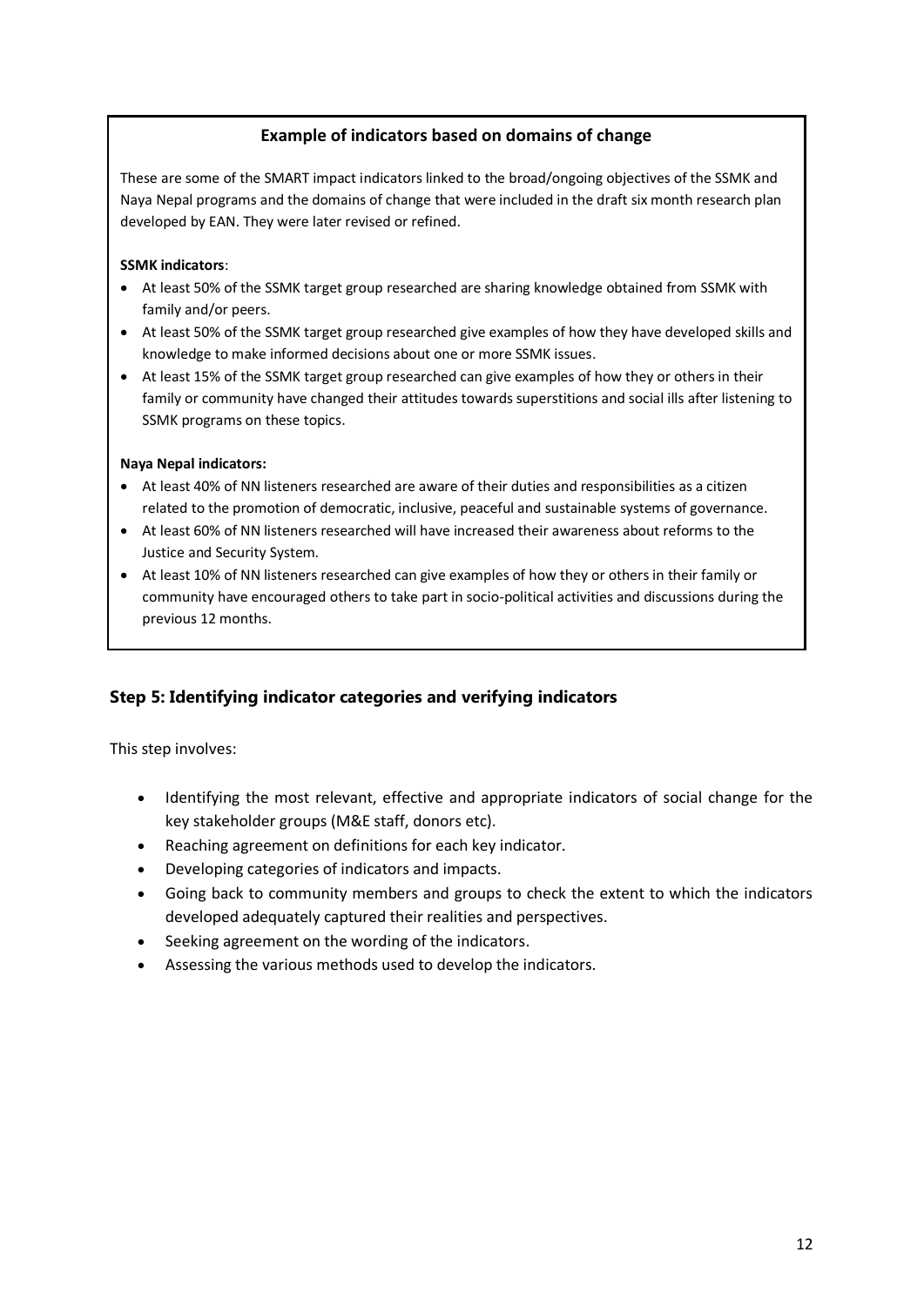### Example of indicators based on domains of change

These are some of the SMART impact indicators linked to the broad/ongoing objectives of the SSMK and Naya Nepal programs and the domains of change that were included in the draft six month research plan developed by EAN. They were later revised or refined.

**SSMK indicators**:

- At least 50% of the SSMK target group researched are sharing knowledge obtained from SSMK with family and/or peers.
- At least 50% of the SSMK target group researched give examples of how they have developed skills and knowledge to make informed decisions about one or more SSMK issues.
- At least 15% of the SSMK target group researched can give examples of how they or others in their family or community have changed their attitudes towards superstitions and social ills after listening to SSMK programs on these topics.

**Naya Nepal indicators:**

- At least 40% of NN listeners researched are aware of their duties and responsibilities as a citizen related to the promotion of democratic, inclusive, peaceful and sustainable systems of governance.
- At least 60% of NN listeners researched will have increased their awareness about reforms to the Justice and Security System.
- At least 10% of NN listeners researched can give examples of how they or others in their family or community have encouraged others to take part in socio-political activities and discussions during the previous 12 months.

## Step 5: Identifying indicator categories and verifying indicators

This step involves:

- Identifying the most relevant, effective and appropriate indicators of social change for the key stakeholder groups (M&E staff, donors etc).
- Reaching agreement on definitions for each key indicator.
- Developing categories of indicators and impacts.
- Going back to community members and groups to check the extent to which the indicators developed adequately captured their realities and perspectives.
- Seeking agreement on the wording of the indicators.
- Assessing the various methods used to develop the indicators.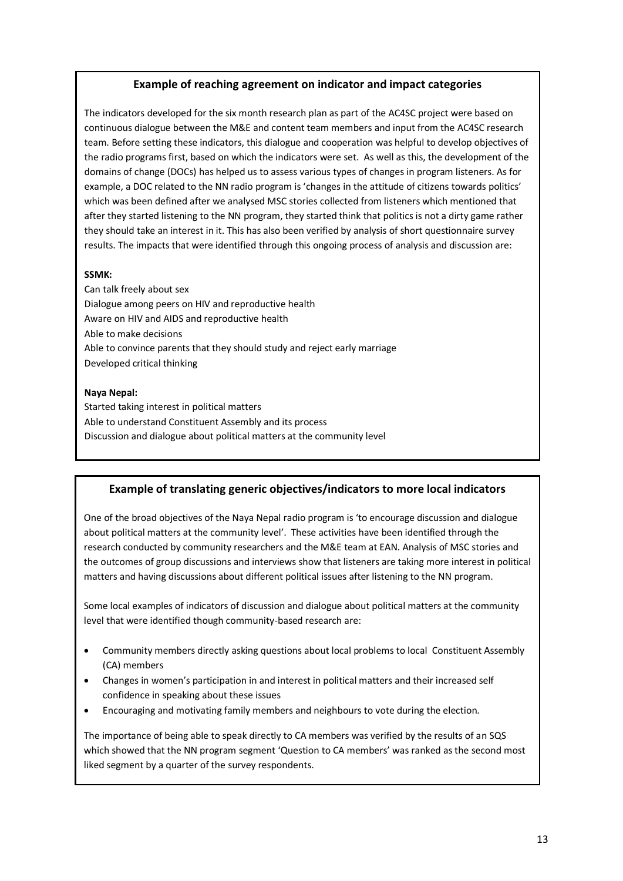### Example of reaching agreement on indicator and impact categories

The indicators developed for the six month research plan as part of the AC4SC project were based on continuous dialogue between the M&E and content team members and input from the AC4SC research team. Before setting these indicators, this dialogue and cooperation was helpful to develop objectives of the radio programs first, based on which the indicators were set. As well as this, the development of the domains of change (DOCs) has helped us to assess various types of changes in program listeners. As for example, a DOC related to the NN radio program is 'changes in the attitude of citizens towards politics' which was been defined after we analysed MSC stories collected from listeners which mentioned that after they started listening to the NN program, they started think that politics is not a dirty game rather they should take an interest in it. This has also been verified by analysis of short questionnaire survey results. The impacts that were identified through this ongoing process of analysis and discussion are:

**SSMK:**

Can talk freely about sex
Dialogue among peers on HIV and reproductive health
Aware on HIV and AIDS and reproductive health
Able to make decisions
Able to convince parents that they should study and reject early marriage
Developed critical thinking

**Naya Nepal:**

Started taking interest in political matters
Able to understand Constituent Assembly and its process
Discussion and dialogue about political matters at the community level

### Example of translating generic objectives/indicators to more local indicators

One of the broad objectives of the Naya Nepal radio program is 'to encourage discussion and dialogue about political matters at the community level'. These activities have been identified through the research conducted by community researchers and the M&E team at EAN. Analysis of MSC stories and the outcomes of group discussions and interviews show that listeners are taking more interest in political matters and having discussions about different political issues after listening to the NN program.

Some local examples of indicators of discussion and dialogue about political matters at the community level that were identified though community-based research are:

- Community members directly asking questions about local problems to local Constituent Assembly (CA) members
- Changes in women's participation in and interest in political matters and their increased self confidence in speaking about these issues
- Encouraging and motivating family members and neighbours to vote during the election.

The importance of being able to speak directly to CA members was verified by the results of an SQS which showed that the NN program segment 'Question to CA members' was ranked as the second most liked segment by a quarter of the survey respondents.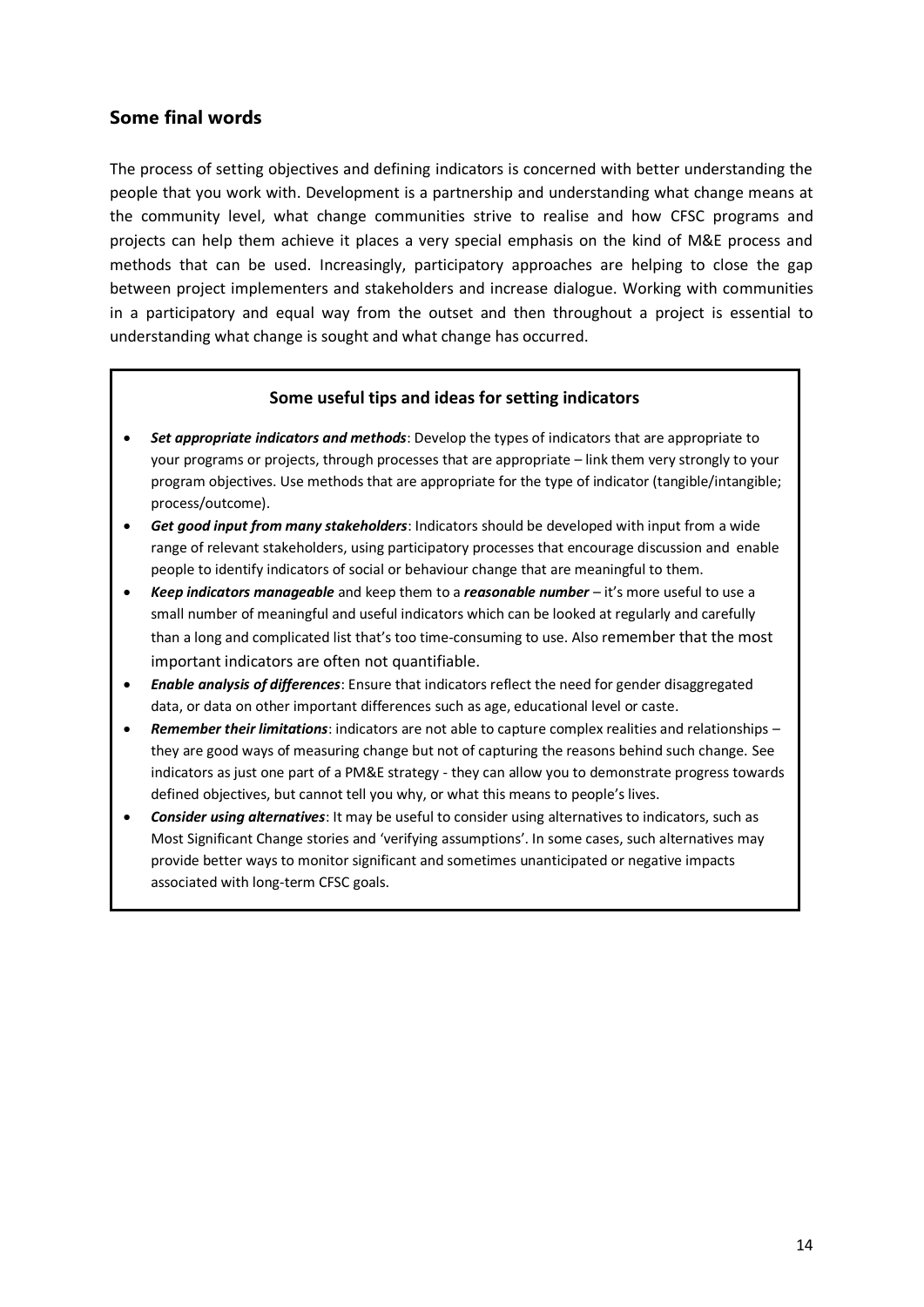## Some final words

The process of setting objectives and defining indicators is concerned with better understanding the people that you work with. Development is a partnership and understanding what change means at the community level, what change communities strive to realise and how CFSC programs and projects can help them achieve it places a very special emphasis on the kind of M&E process and methods that can be used. Increasingly, participatory approaches are helping to close the gap between project implementers and stakeholders and increase dialogue. Working with communities in a participatory and equal way from the outset and then throughout a project is essential to understanding what change is sought and what change has occurred.

**Some useful tips and ideas for setting indicators**

- ***Set appropriate indicators and methods***: Develop the types of indicators that are appropriate to your programs or projects, through processes that are appropriate – link them very strongly to your program objectives. Use methods that are appropriate for the type of indicator (tangible/intangible; process/outcome).
- ***Get good input from many stakeholders***: Indicators should be developed with input from a wide range of relevant stakeholders, using participatory processes that encourage discussion and enable people to identify indicators of social or behaviour change that are meaningful to them.
- ***Keep indicators manageable*** and keep them to a ***reasonable number*** – it's more useful to use a small number of meaningful and useful indicators which can be looked at regularly and carefully than a long and complicated list that's too time-consuming to use. Also remember that the most important indicators are often not quantifiable.
- ***Enable analysis of differences***: Ensure that indicators reflect the need for gender disaggregated data, or data on other important differences such as age, educational level or caste.
- ***Remember their limitations***: indicators are not able to capture complex realities and relationships – they are good ways of measuring change but not of capturing the reasons behind such change. See indicators as just one part of a PM&E strategy - they can allow you to demonstrate progress towards defined objectives, but cannot tell you why, or what this means to people's lives.
- ***Consider using alternatives***: It may be useful to consider using alternatives to indicators, such as Most Significant Change stories and 'verifying assumptions'. In some cases, such alternatives may provide better ways to monitor significant and sometimes unanticipated or negative impacts associated with long-term CFSC goals.